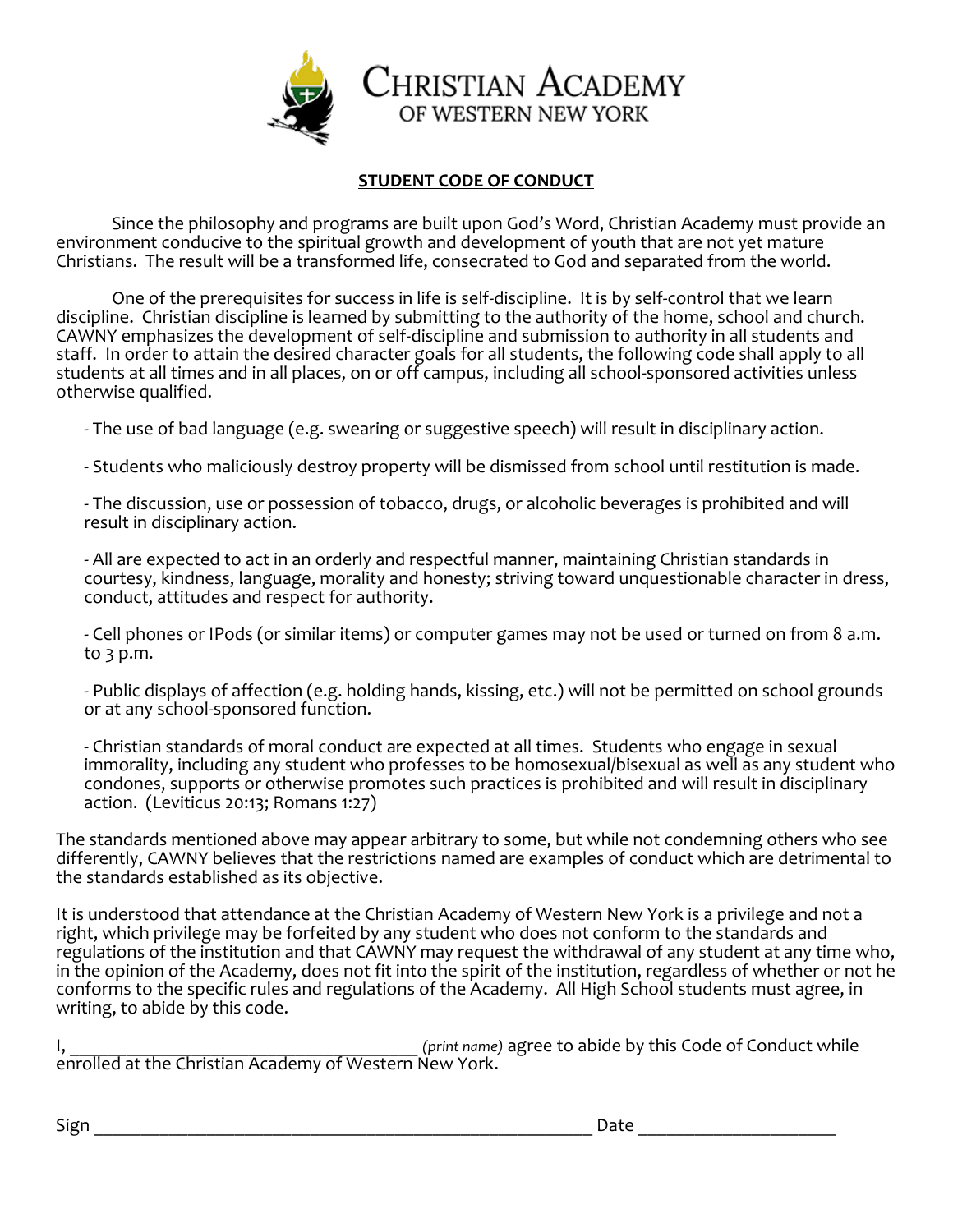# Christian Academy of Western New York

## STUDENT CODE OF CONDUCT

Since the philosophy and programs are built upon God's Word, Christian Academy must provide an environment conducive to the spiritual growth and development of youth that are not yet mature Christians. The result will be a transformed life, consecrated to God and separated from the world.

One of the prerequisites for success in life is self-discipline. It is by self-control that we learn discipline. Christian discipline is learned by submitting to the authority of the home, school and church. CAWNY emphasizes the development of self-discipline and submission to authority in all students and staff. In order to attain the desired character goals for all students, the following code shall apply to all students at all times and in all places, on or off campus, including all school-sponsored activities unless otherwise qualified.

- The use of bad language (e.g. swearing or suggestive speech) will result in disciplinary action.

- Students who maliciously destroy property will be dismissed from school until restitution is made.

- The discussion, use or possession of tobacco, drugs, or alcoholic beverages is prohibited and will result in disciplinary action.

- All are expected to act in an orderly and respectful manner, maintaining Christian standards in courtesy, kindness, language, morality and honesty; striving toward unquestionable character in dress, conduct, attitudes and respect for authority.

- Cell phones or IPods (or similar items) or computer games may not be used or turned on from 8 a.m. to 3 p.m.

- Public displays of affection (e.g. holding hands, kissing, etc.) will not be permitted on school grounds or at any school-sponsored function.

- Christian standards of moral conduct are expected at all times. Students who engage in sexual immorality, including any student who professes to be homosexual/bisexual as well as any student who condones, supports or otherwise promotes such practices is prohibited and will result in disciplinary action. (Leviticus 20:13; Romans 1:27)

The standards mentioned above may appear arbitrary to some, but while not condemning others who see differently, CAWNY believes that the restrictions named are examples of conduct which are detrimental to the standards established as its objective.

It is understood that attendance at the Christian Academy of Western New York is a privilege and not a right, which privilege may be forfeited by any student who does not conform to the standards and regulations of the institution and that CAWNY may request the withdrawal of any student at any time who, in the opinion of the Academy, does not fit into the spirit of the institution, regardless of whether or not he conforms to the specific rules and regulations of the Academy. All High School students must agree, in writing, to abide by this code.

I, ______________________________________ *(print name)* agree to abide by this Code of Conduct while enrolled at the Christian Academy of Western New York.

Sign ______________________________________________________ Date ____________________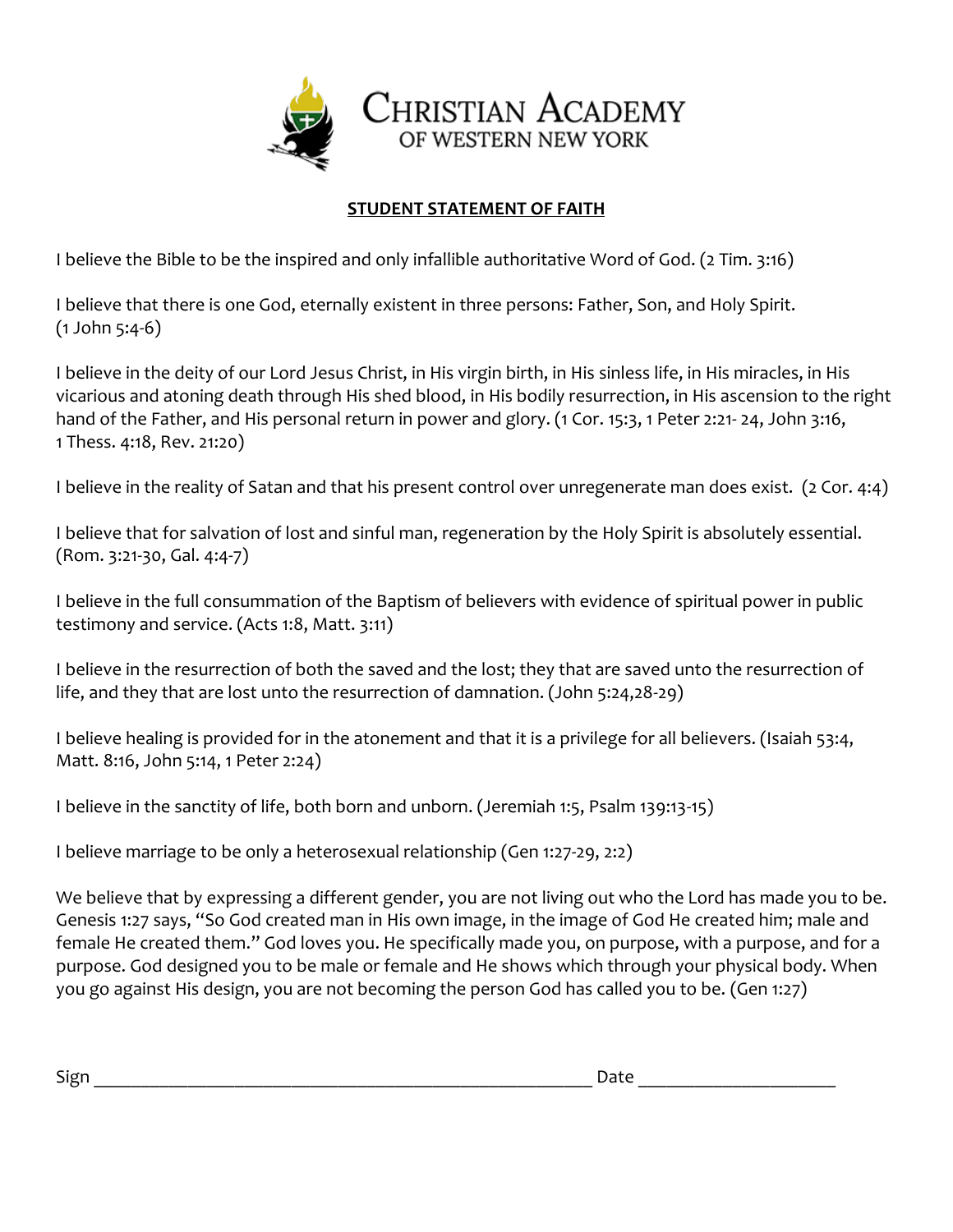# CHRISTIAN ACADEMY
## OF WESTERN NEW YORK

**STUDENT STATEMENT OF FAITH**

I believe the Bible to be the inspired and only infallible authoritative Word of God. (2 Tim. 3:16)

I believe that there is one God, eternally existent in three persons: Father, Son, and Holy Spirit. (1 John 5:4-6)

I believe in the deity of our Lord Jesus Christ, in His virgin birth, in His sinless life, in His miracles, in His vicarious and atoning death through His shed blood, in His bodily resurrection, in His ascension to the right hand of the Father, and His personal return in power and glory. (1 Cor. 15:3, 1 Peter 2:21- 24, John 3:16, 1 Thess. 4:18, Rev. 21:20)

I believe in the reality of Satan and that his present control over unregenerate man does exist. (2 Cor. 4:4)

I believe that for salvation of lost and sinful man, regeneration by the Holy Spirit is absolutely essential. (Rom. 3:21-30, Gal. 4:4-7)

I believe in the full consummation of the Baptism of believers with evidence of spiritual power in public testimony and service. (Acts 1:8, Matt. 3:11)

I believe in the resurrection of both the saved and the lost; they that are saved unto the resurrection of life, and they that are lost unto the resurrection of damnation. (John 5:24,28-29)

I believe healing is provided for in the atonement and that it is a privilege for all believers. (Isaiah 53:4, Matt. 8:16, John 5:14, 1 Peter 2:24)

I believe in the sanctity of life, both born and unborn. (Jeremiah 1:5, Psalm 139:13-15)

I believe marriage to be only a heterosexual relationship (Gen 1:27-29, 2:2)

We believe that by expressing a different gender, you are not living out who the Lord has made you to be. Genesis 1:27 says, "So God created man in His own image, in the image of God He created him; male and female He created them." God loves you. He specifically made you, on purpose, with a purpose, and for a purpose. God designed you to be male or female and He shows which through your physical body. When you go against His design, you are not becoming the person God has called you to be. (Gen 1:27)

Sign ________________________________________________ Date __________________